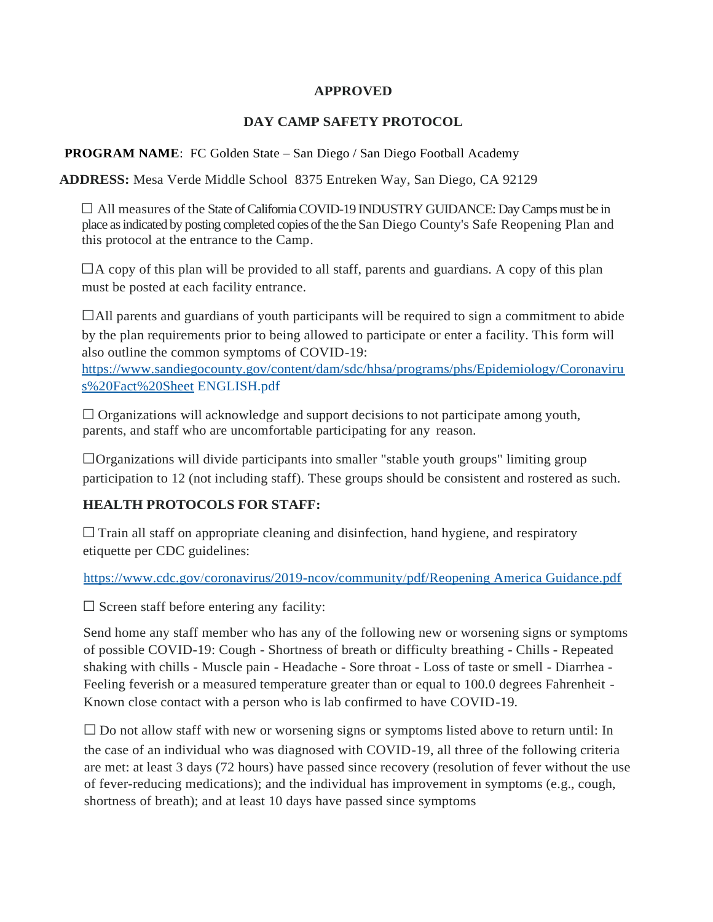**APPROVED**

**DAY CAMP SAFETY PROTOCOL**

**PROGRAM NAME**: FC Golden State – San Diego / San Diego Football Academy

**ADDRESS:** Mesa Verde Middle School 8375 Entreken Way, San Diego, CA 92129

☐ All measures of the State of California COVID-19 INDUSTRY GUIDANCE: Day Camps must be in place as indicated by posting completed copies of the the San Diego County's Safe Reopening Plan and this protocol at the entrance to the Camp.

☐A copy of this plan will be provided to all staff, parents and guardians. A copy of this plan must be posted at each facility entrance.

☐All parents and guardians of youth participants will be required to sign a commitment to abide by the plan requirements prior to being allowed to participate or enter a facility. This form will also outline the common symptoms of COVID-19: https://www.sandiegocounty.gov/content/dam/sdc/hhsa/programs/phs/Epidemiology/Coronavirus%20Fact%20Sheet ENGLISH.pdf

☐ Organizations will acknowledge and support decisions to not participate among youth, parents, and staff who are uncomfortable participating for any reason.

☐Organizations will divide participants into smaller "stable youth groups" limiting group participation to 12 (not including staff). These groups should be consistent and rostered as such.

**HEALTH PROTOCOLS FOR STAFF:**

☐ Train all staff on appropriate cleaning and disinfection, hand hygiene, and respiratory etiquette per CDC guidelines:

https://www.cdc.gov/coronavirus/2019-ncov/community/pdf/Reopening America Guidance.pdf

☐ Screen staff before entering any facility:

Send home any staff member who has any of the following new or worsening signs or symptoms of possible COVID-19: Cough - Shortness of breath or difficulty breathing - Chills - Repeated shaking with chills - Muscle pain - Headache - Sore throat - Loss of taste or smell - Diarrhea - Feeling feverish or a measured temperature greater than or equal to 100.0 degrees Fahrenheit - Known close contact with a person who is lab confirmed to have COVID-19.

☐ Do not allow staff with new or worsening signs or symptoms listed above to return until: In the case of an individual who was diagnosed with COVID-19, all three of the following criteria are met: at least 3 days (72 hours) have passed since recovery (resolution of fever without the use of fever-reducing medications); and the individual has improvement in symptoms (e.g., cough, shortness of breath); and at least 10 days have passed since symptoms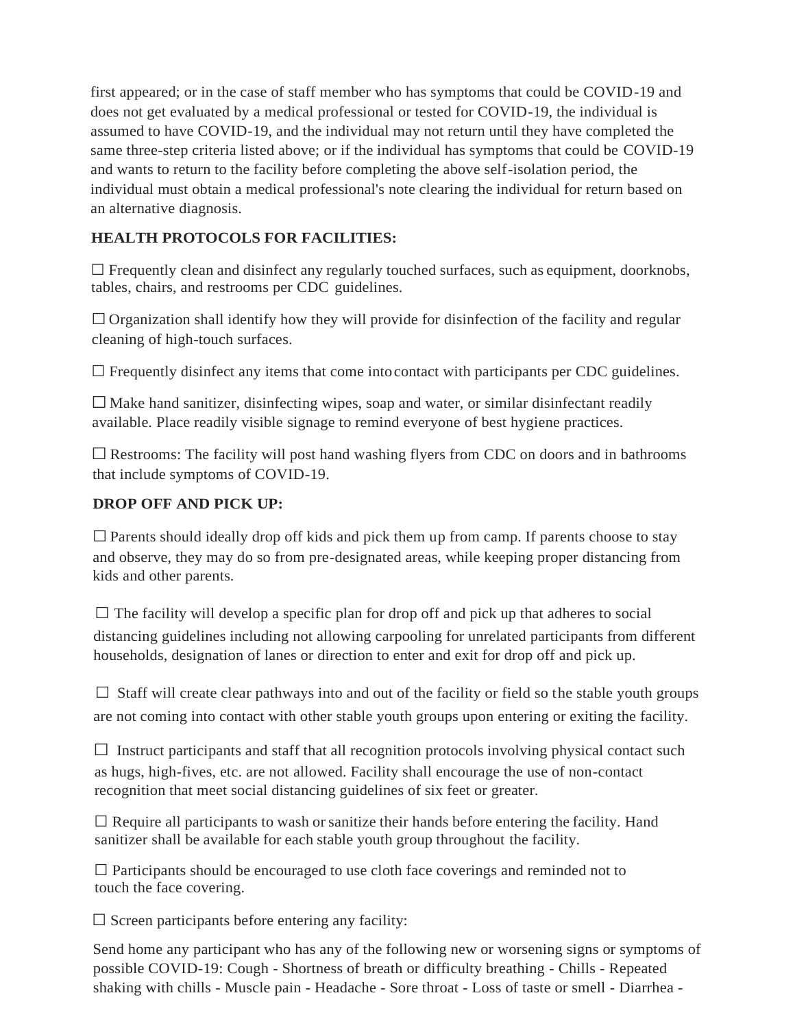first appeared; or in the case of staff member who has symptoms that could be COVID-19 and does not get evaluated by a medical professional or tested for COVID-19, the individual is assumed to have COVID-19, and the individual may not return until they have completed the same three-step criteria listed above; or if the individual has symptoms that could be COVID-19 and wants to return to the facility before completing the above self-isolation period, the individual must obtain a medical professional's note clearing the individual for return based on an alternative diagnosis.

**HEALTH PROTOCOLS FOR FACILITIES:**

☐ Frequently clean and disinfect any regularly touched surfaces, such as equipment, doorknobs, tables, chairs, and restrooms per CDC guidelines.

☐ Organization shall identify how they will provide for disinfection of the facility and regular cleaning of high-touch surfaces.

☐ Frequently disinfect any items that come into contact with participants per CDC guidelines.

☐ Make hand sanitizer, disinfecting wipes, soap and water, or similar disinfectant readily available. Place readily visible signage to remind everyone of best hygiene practices.

☐ Restrooms: The facility will post hand washing flyers from CDC on doors and in bathrooms that include symptoms of COVID-19.

**DROP OFF AND PICK UP:**

☐ Parents should ideally drop off kids and pick them up from camp. If parents choose to stay and observe, they may do so from pre-designated areas, while keeping proper distancing from kids and other parents.

☐ The facility will develop a specific plan for drop off and pick up that adheres to social distancing guidelines including not allowing carpooling for unrelated participants from different households, designation of lanes or direction to enter and exit for drop off and pick up.

☐ Staff will create clear pathways into and out of the facility or field so the stable youth groups are not coming into contact with other stable youth groups upon entering or exiting the facility.

☐ Instruct participants and staff that all recognition protocols involving physical contact such as hugs, high-fives, etc. are not allowed. Facility shall encourage the use of non-contact recognition that meet social distancing guidelines of six feet or greater.

☐ Require all participants to wash or sanitize their hands before entering the facility. Hand sanitizer shall be available for each stable youth group throughout the facility.

☐ Participants should be encouraged to use cloth face coverings and reminded not to touch the face covering.

☐ Screen participants before entering any facility:

Send home any participant who has any of the following new or worsening signs or symptoms of possible COVID-19: Cough - Shortness of breath or difficulty breathing - Chills - Repeated shaking with chills - Muscle pain - Headache - Sore throat - Loss of taste or smell - Diarrhea -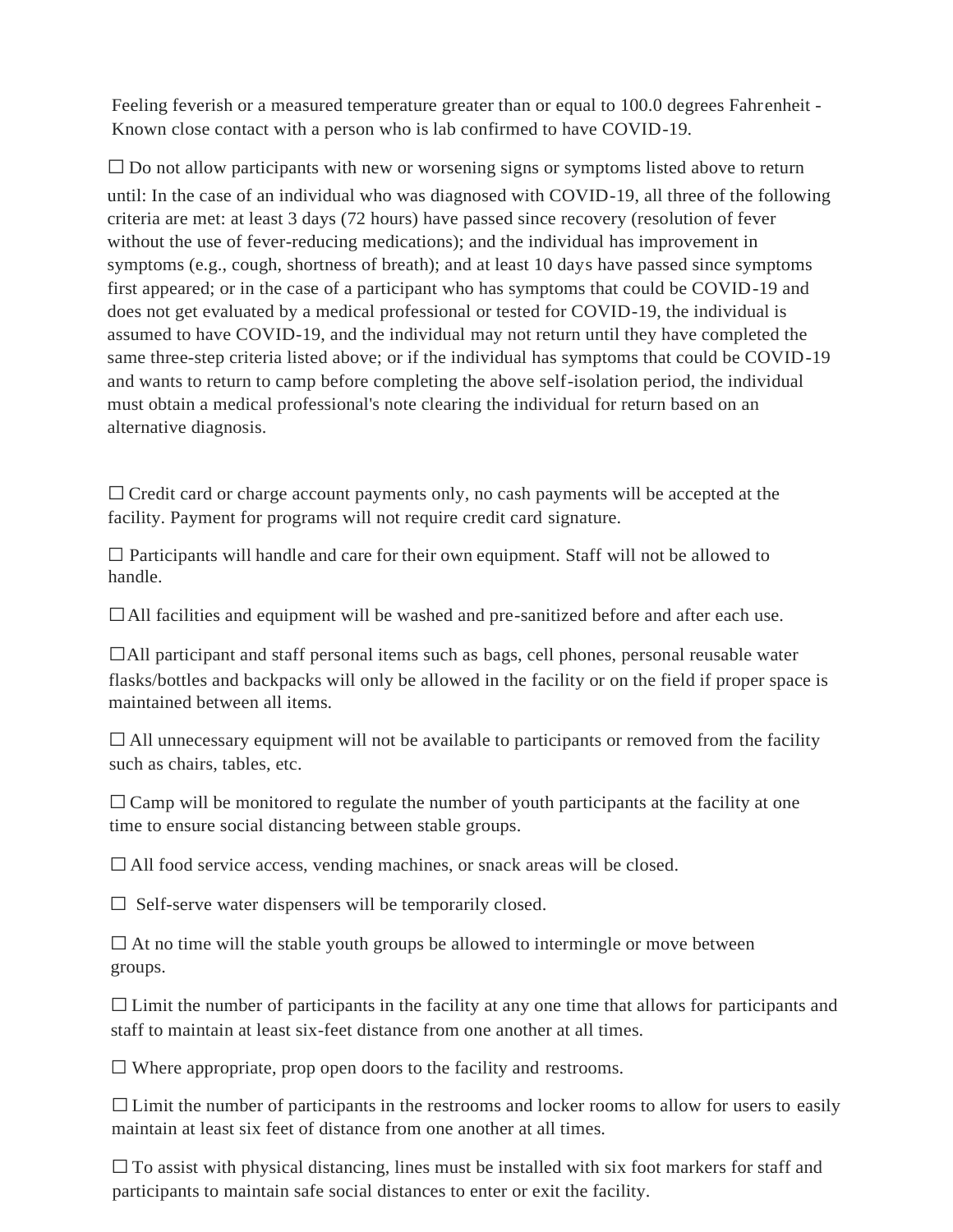Feeling feverish or a measured temperature greater than or equal to 100.0 degrees Fahrenheit - Known close contact with a person who is lab confirmed to have COVID-19.

☐ Do not allow participants with new or worsening signs or symptoms listed above to return until: In the case of an individual who was diagnosed with COVID-19, all three of the following criteria are met: at least 3 days (72 hours) have passed since recovery (resolution of fever without the use of fever-reducing medications); and the individual has improvement in symptoms (e.g., cough, shortness of breath); and at least 10 days have passed since symptoms first appeared; or in the case of a participant who has symptoms that could be COVID-19 and does not get evaluated by a medical professional or tested for COVID-19, the individual is assumed to have COVID-19, and the individual may not return until they have completed the same three-step criteria listed above; or if the individual has symptoms that could be COVID-19 and wants to return to camp before completing the above self-isolation period, the individual must obtain a medical professional's note clearing the individual for return based on an alternative diagnosis.

☐ Credit card or charge account payments only, no cash payments will be accepted at the facility. Payment for programs will not require credit card signature.

☐ Participants will handle and care for their own equipment. Staff will not be allowed to handle.

☐ All facilities and equipment will be washed and pre-sanitized before and after each use.

☐ All participant and staff personal items such as bags, cell phones, personal reusable water flasks/bottles and backpacks will only be allowed in the facility or on the field if proper space is maintained between all items.

☐ All unnecessary equipment will not be available to participants or removed from the facility such as chairs, tables, etc.

☐ Camp will be monitored to regulate the number of youth participants at the facility at one time to ensure social distancing between stable groups.

☐ All food service access, vending machines, or snack areas will be closed.

☐ Self-serve water dispensers will be temporarily closed.

☐ At no time will the stable youth groups be allowed to intermingle or move between groups.

☐ Limit the number of participants in the facility at any one time that allows for participants and staff to maintain at least six-feet distance from one another at all times.

☐ Where appropriate, prop open doors to the facility and restrooms.

☐ Limit the number of participants in the restrooms and locker rooms to allow for users to easily maintain at least six feet of distance from one another at all times.

☐ To assist with physical distancing, lines must be installed with six foot markers for staff and participants to maintain safe social distances to enter or exit the facility.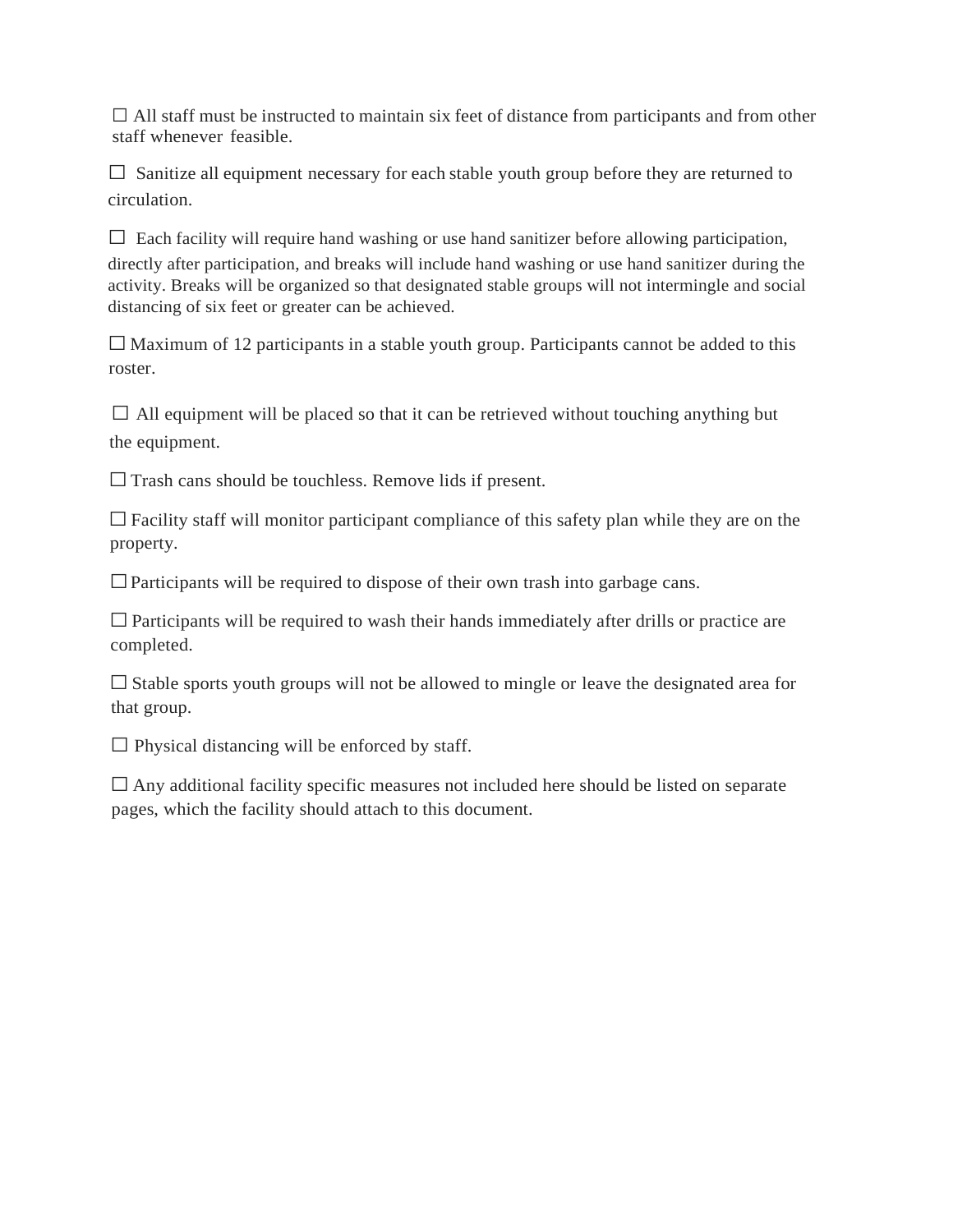☐ All staff must be instructed to maintain six feet of distance from participants and from other staff whenever feasible.

☐ Sanitize all equipment necessary for each stable youth group before they are returned to circulation.

☐ Each facility will require hand washing or use hand sanitizer before allowing participation, directly after participation, and breaks will include hand washing or use hand sanitizer during the activity. Breaks will be organized so that designated stable groups will not intermingle and social distancing of six feet or greater can be achieved.

☐ Maximum of 12 participants in a stable youth group. Participants cannot be added to this roster.

☐ All equipment will be placed so that it can be retrieved without touching anything but the equipment.

☐ Trash cans should be touchless. Remove lids if present.

☐ Facility staff will monitor participant compliance of this safety plan while they are on the property.

☐ Participants will be required to dispose of their own trash into garbage cans.

☐ Participants will be required to wash their hands immediately after drills or practice are completed.

☐ Stable sports youth groups will not be allowed to mingle or leave the designated area for that group.

☐ Physical distancing will be enforced by staff.

☐ Any additional facility specific measures not included here should be listed on separate pages, which the facility should attach to this document.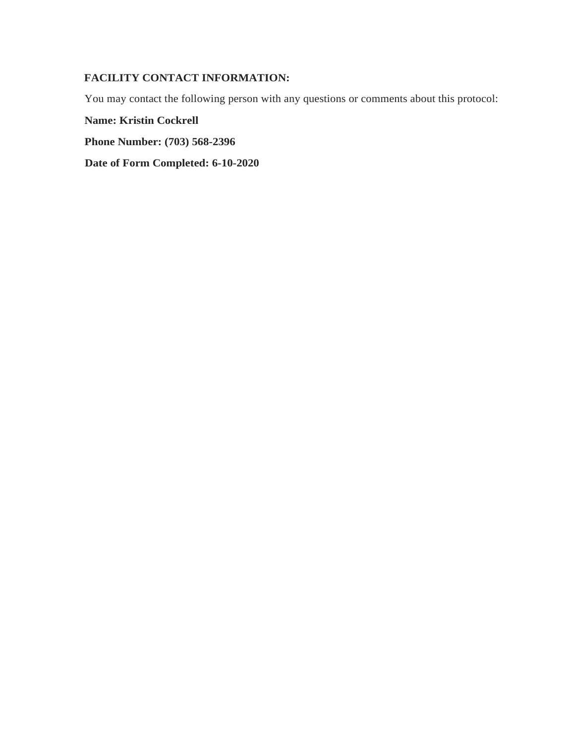**FACILITY CONTACT INFORMATION:**

You may contact the following person with any questions or comments about this protocol:

**Name: Kristin Cockrell**

**Phone Number: (703) 568-2396**

**Date of Form Completed: 6-10-2020**